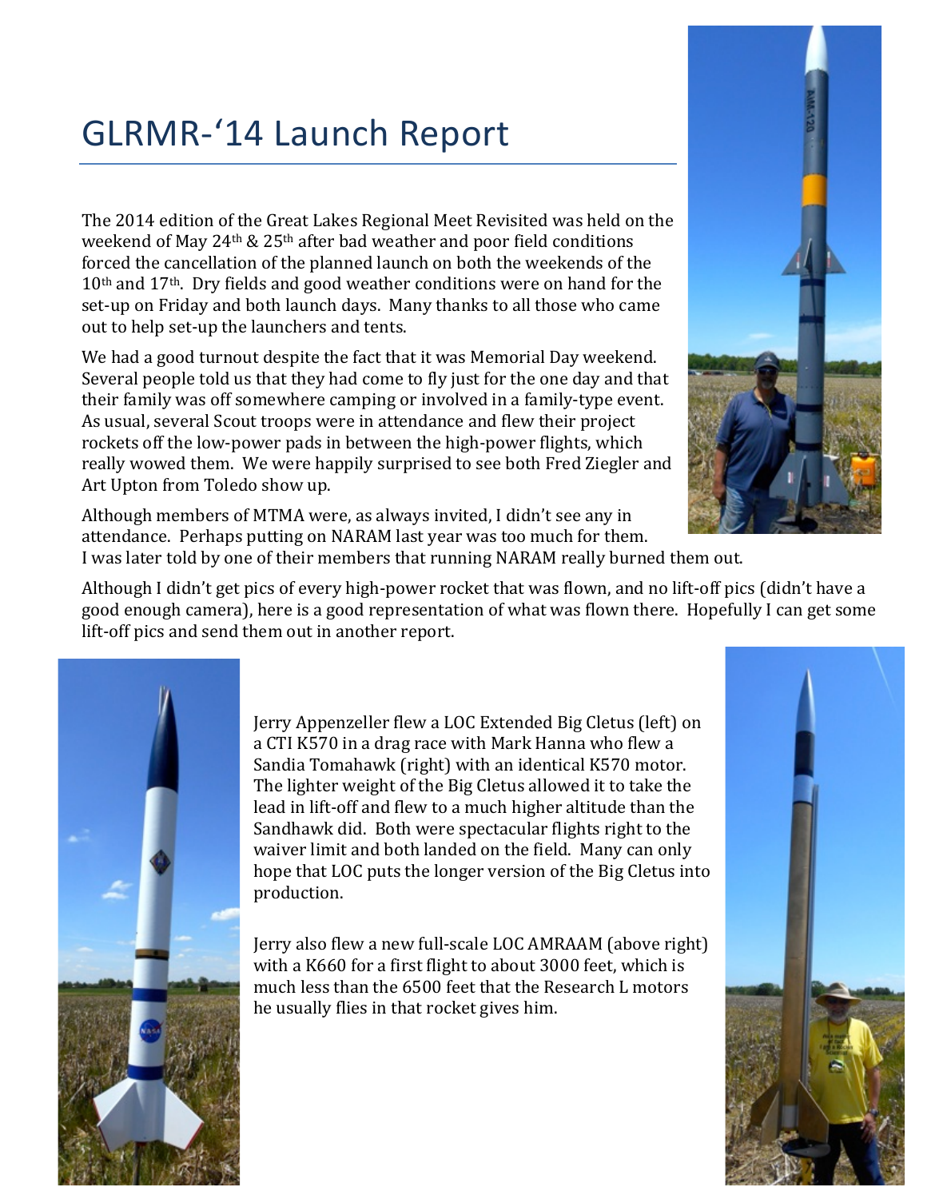# GLRMR-'14 Launch Report

The 2014 edition of the Great Lakes Regional Meet Revisited was held on the weekend of May 24th & 25th after bad weather and poor field conditions forced the cancellation of the planned launch on both the weekends of the 10th and 17th. Dry fields and good weather conditions were on hand for the set-up on Friday and both launch days. Many thanks to all those who came out to help set-up the launchers and tents.

We had a good turnout despite the fact that it was Memorial Day weekend. Several people told us that they had come to fly just for the one day and that their family was off somewhere camping or involved in a family-type event. As usual, several Scout troops were in attendance and flew their project rockets off the low-power pads in between the high-power flights, which really wowed them. We were happily surprised to see both Fred Ziegler and Art Upton from Toledo show up.

Although members of MTMA were, as always invited, I didn't see any in attendance. Perhaps putting on NARAM last year was too much for them. I was later told by one of their members that running NARAM really burned them out.

Although I didn't get pics of every high-power rocket that was flown, and no lift-off pics (didn't have a good enough camera), here is a good representation of what was flown there. Hopefully I can get some lift-off pics and send them out in another report.

Jerry Appenzeller flew a LOC Extended Big Cletus (left) on a CTI K570 in a drag race with Mark Hanna who flew a Sandia Tomahawk (right) with an identical K570 motor. The lighter weight of the Big Cletus allowed it to take the lead in lift-off and flew to a much higher altitude than the Sandhawk did. Both were spectacular flights right to the waiver limit and both landed on the field. Many can only hope that LOC puts the longer version of the Big Cletus into production.

Jerry also flew a new full-scale LOC AMRAAM (above right) with a K660 for a first flight to about 3000 feet, which is much less than the 6500 feet that the Research L motors he usually flies in that rocket gives him.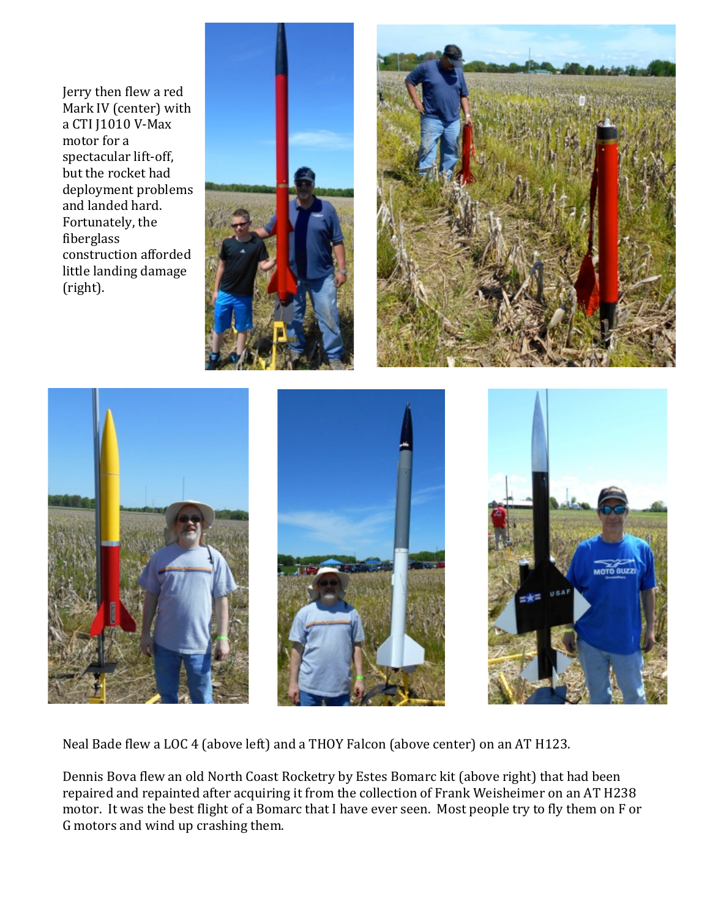Jerry then flew a red Mark IV (center) with a CTI J1010 V-Max motor for a spectacular lift-off, but the rocket had deployment problems and landed hard. Fortunately, the fiberglass construction afforded little landing damage (right).

Neal Bade flew a LOC 4 (above left) and a THOY Falcon (above center) on an AT H123.

Dennis Bova flew an old North Coast Rocketry by Estes Bomarc kit (above right) that had been repaired and repainted after acquiring it from the collection of Frank Weisheimer on an AT H238 motor. It was the best flight of a Bomarc that I have ever seen. Most people try to fly them on F or G motors and wind up crashing them.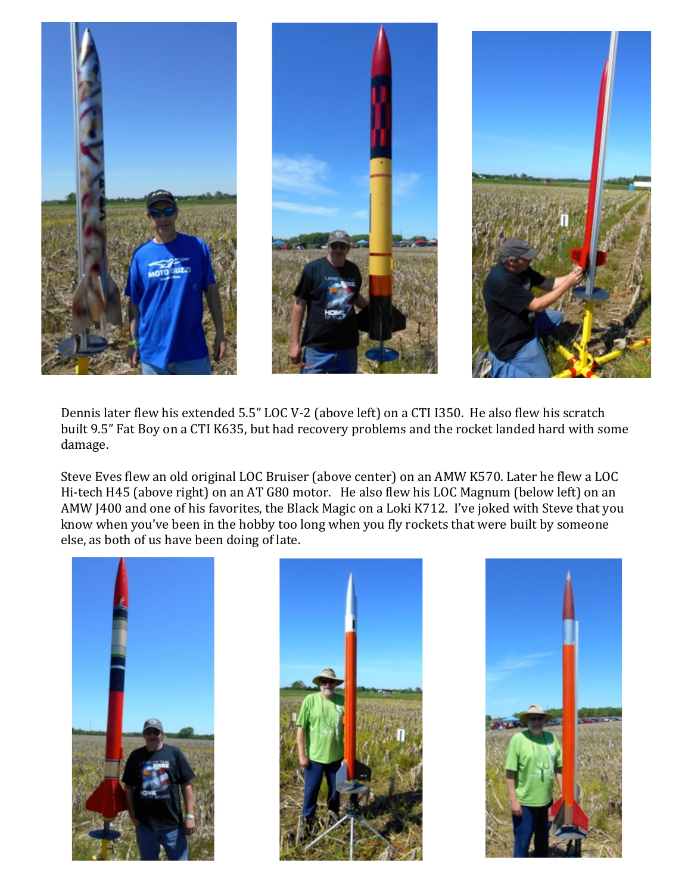Dennis later flew his extended 5.5" LOC V-2 (above left) on a CTI I350. He also flew his scratch built 9.5" Fat Boy on a CTI K635, but had recovery problems and the rocket landed hard with some damage.

Steve Eves flew an old original LOC Bruiser (above center) on an AMW K570. Later he flew a LOC Hi-tech H45 (above right) on an AT G80 motor. He also flew his LOC Magnum (below left) on an AMW J400 and one of his favorites, the Black Magic on a Loki K712. I've joked with Steve that you know when you've been in the hobby too long when you fly rockets that were built by someone else, as both of us have been doing of late.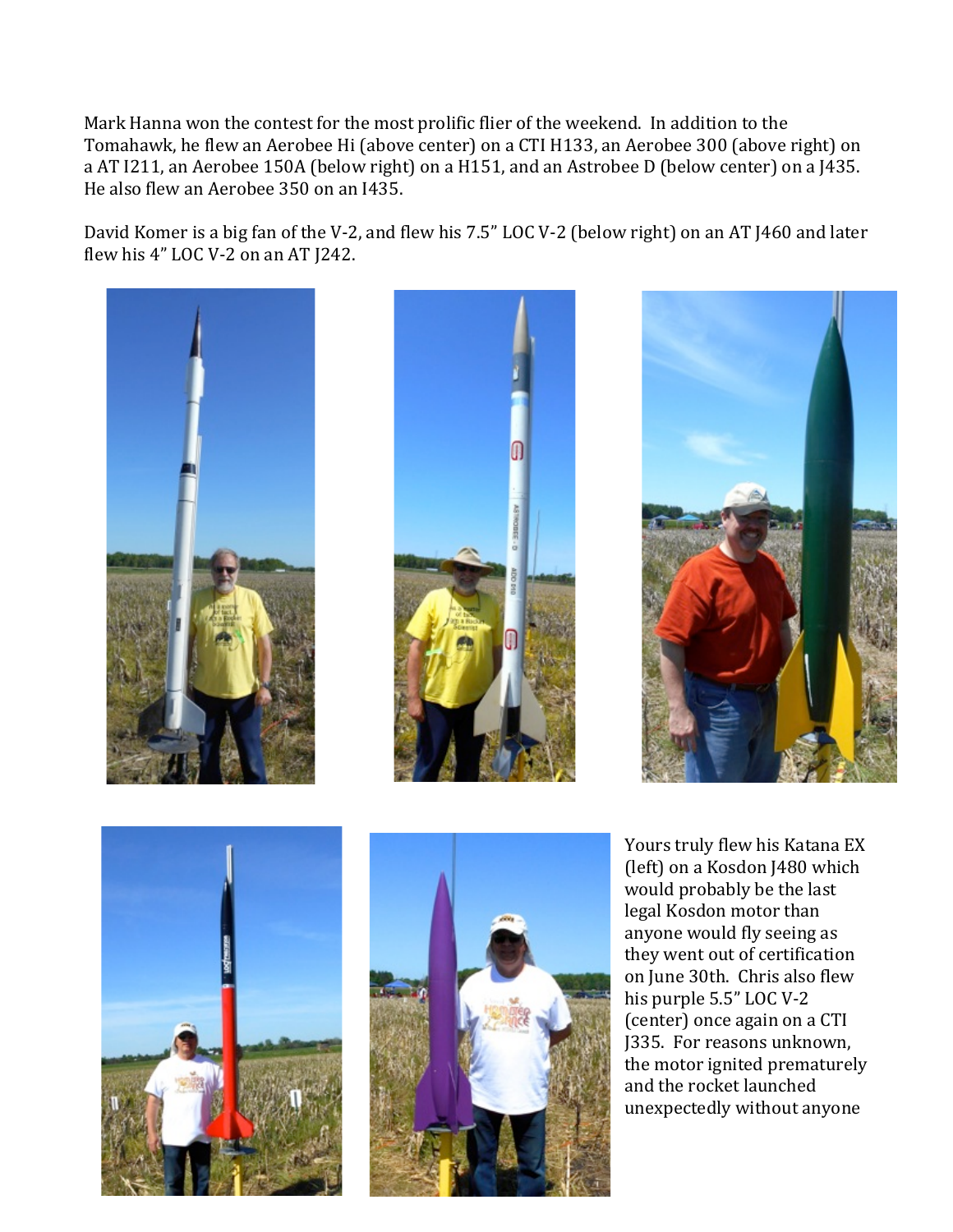Mark Hanna won the contest for the most prolific flier of the weekend. In addition to the Tomahawk, he flew an Aerobee Hi (above center) on a CTI H133, an Aerobee 300 (above right) on a AT I211, an Aerobee 150A (below right) on a H151, and an Astrobee D (below center) on a J435. He also flew an Aerobee 350 on an I435.

David Komer is a big fan of the V-2, and flew his 7.5" LOC V-2 (below right) on an AT J460 and later flew his 4" LOC V-2 on an AT J242.

Yours truly flew his Katana EX (left) on a Kosdon J480 which would probably be the last legal Kosdon motor than anyone would fly seeing as they went out of certification on June 30th. Chris also flew his purple 5.5" LOC V-2 (center) once again on a CTI J335. For reasons unknown, the motor ignited prematurely and the rocket launched unexpectedly without anyone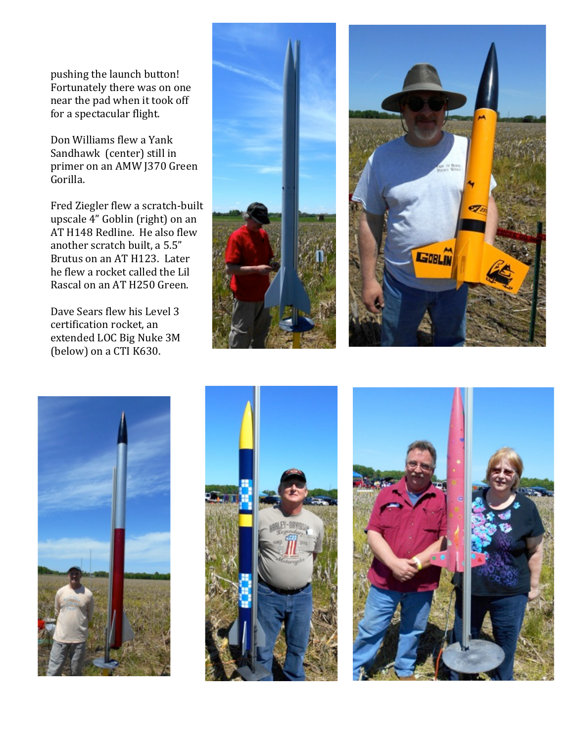pushing the launch button! Fortunately there was on one near the pad when it took off for a spectacular flight.

Don Williams flew a Yank Sandhawk (center) still in primer on an AMW J370 Green Gorilla.

Fred Ziegler flew a scratch-built upscale 4" Goblin (right) on an AT H148 Redline. He also flew another scratch built, a 5.5" Brutus on an AT H123. Later he flew a rocket called the Lil Rascal on an AT H250 Green.

Dave Sears flew his Level 3 certification rocket, an extended LOC Big Nuke 3M (below) on a CTI K630.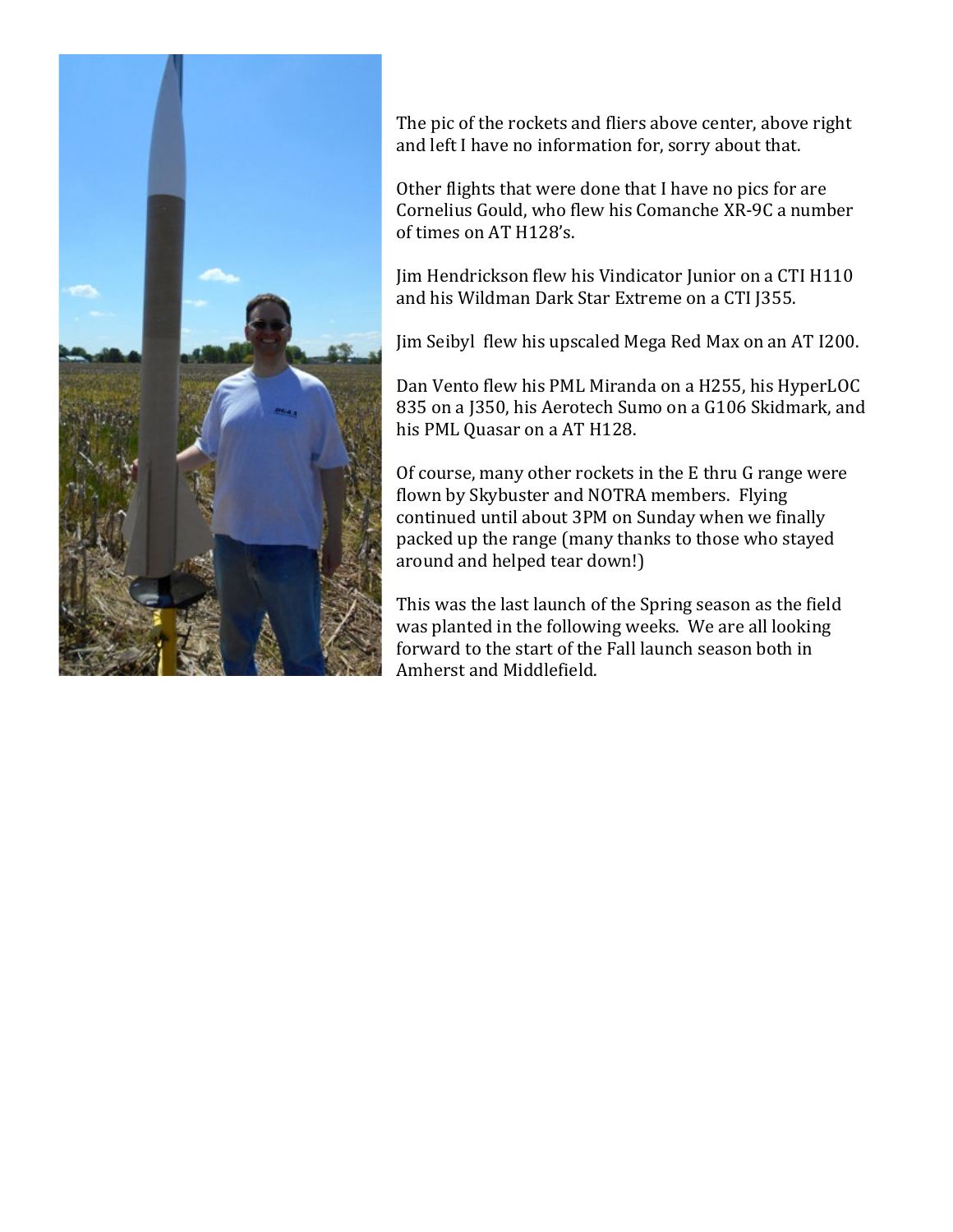The pic of the rockets and fliers above center, above right and left I have no information for, sorry about that.

Other flights that were done that I have no pics for are Cornelius Gould, who flew his Comanche XR-9C a number of times on AT H128's.

Jim Hendrickson flew his Vindicator Junior on a CTI H110 and his Wildman Dark Star Extreme on a CTI J355.

Jim Seibyl flew his upscaled Mega Red Max on an AT I200.

Dan Vento flew his PML Miranda on a H255, his HyperLOC 835 on a J350, his Aerotech Sumo on a G106 Skidmark, and his PML Quasar on a AT H128.

Of course, many other rockets in the E thru G range were flown by Skybuster and NOTRA members. Flying continued until about 3PM on Sunday when we finally packed up the range (many thanks to those who stayed around and helped tear down!)

This was the last launch of the Spring season as the field was planted in the following weeks. We are all looking forward to the start of the Fall launch season both in Amherst and Middlefield.